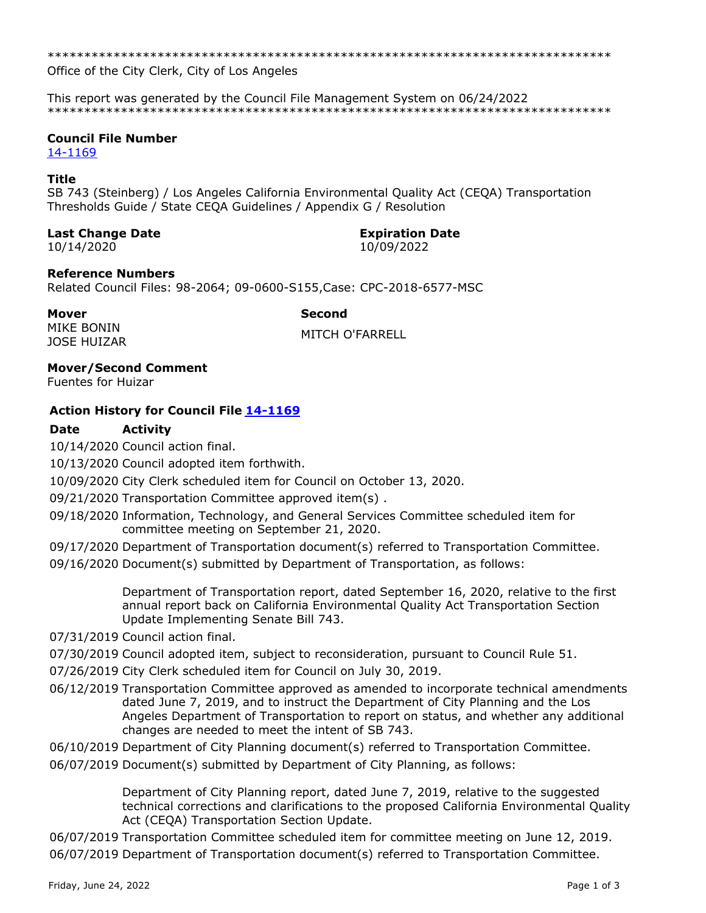******************************************************************************

Office of the City Clerk, City of Los Angeles

This report was generated by the Council File Management System on 06/24/2022

******************************************************************************

**Council File Number**

[14-1169]

**Title**

SB 743 (Steinberg) / Los Angeles California Environmental Quality Act (CEQA) Transportation Thresholds Guide / State CEQA Guidelines / Appendix G / Resolution

**Last Change Date**
10/14/2020

**Expiration Date**
10/09/2022

**Reference Numbers**

Related Council Files: 98-2064; 09-0600-S155,Case: CPC-2018-6577-MSC

**Mover**
MIKE BONIN
JOSE HUIZAR

**Second**
MITCH O'FARRELL

**Mover/Second Comment**

Fuentes for Huizar

**Action History for Council File [14-1169]**

| Date | Activity |
| --- | --- |
| 10/14/2020 | Council action final. |
| 10/13/2020 | Council adopted item forthwith. |
| 10/09/2020 | City Clerk scheduled item for Council on October 13, 2020. |
| 09/21/2020 | Transportation Committee approved item(s) . |
| 09/18/2020 | Information, Technology, and General Services Committee scheduled item for committee meeting on September 21, 2020. |
| 09/17/2020 | Department of Transportation document(s) referred to Transportation Committee. |
| 09/16/2020 | Document(s) submitted by Department of Transportation, as follows:<br><br>Department of Transportation report, dated September 16, 2020, relative to the first annual report back on California Environmental Quality Act Transportation Section Update Implementing Senate Bill 743. |
| 07/31/2019 | Council action final. |
| 07/30/2019 | Council adopted item, subject to reconsideration, pursuant to Council Rule 51. |
| 07/26/2019 | City Clerk scheduled item for Council on July 30, 2019. |
| 06/12/2019 | Transportation Committee approved as amended to incorporate technical amendments dated June 7, 2019, and to instruct the Department of City Planning and the Los Angeles Department of Transportation to report on status, and whether any additional changes are needed to meet the intent of SB 743. |
| 06/10/2019 | Department of City Planning document(s) referred to Transportation Committee. |
| 06/07/2019 | Document(s) submitted by Department of City Planning, as follows:<br><br>Department of City Planning report, dated June 7, 2019, relative to the suggested technical corrections and clarifications to the proposed California Environmental Quality Act (CEQA) Transportation Section Update. |
| 06/07/2019 | Transportation Committee scheduled item for committee meeting on June 12, 2019. |
| 06/07/2019 | Department of Transportation document(s) referred to Transportation Committee. |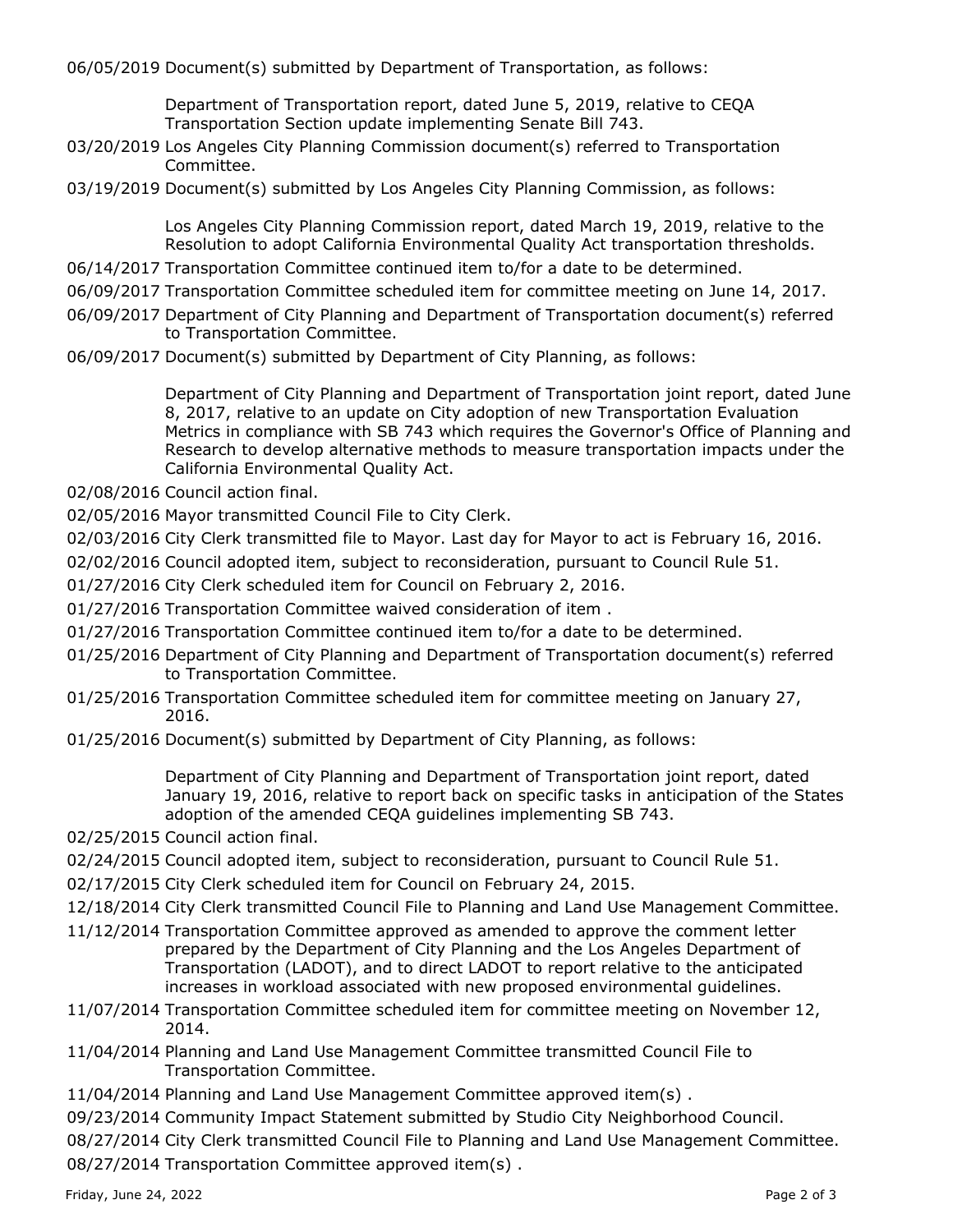06/05/2019 Document(s) submitted by Department of Transportation, as follows:

Department of Transportation report, dated June 5, 2019, relative to CEQA Transportation Section update implementing Senate Bill 743.

03/20/2019 Los Angeles City Planning Commission document(s) referred to Transportation Committee.

03/19/2019 Document(s) submitted by Los Angeles City Planning Commission, as follows:

Los Angeles City Planning Commission report, dated March 19, 2019, relative to the Resolution to adopt California Environmental Quality Act transportation thresholds.

06/14/2017 Transportation Committee continued item to/for a date to be determined.

06/09/2017 Transportation Committee scheduled item for committee meeting on June 14, 2017.

06/09/2017 Department of City Planning and Department of Transportation document(s) referred to Transportation Committee.

06/09/2017 Document(s) submitted by Department of City Planning, as follows:

Department of City Planning and Department of Transportation joint report, dated June 8, 2017, relative to an update on City adoption of new Transportation Evaluation Metrics in compliance with SB 743 which requires the Governor's Office of Planning and Research to develop alternative methods to measure transportation impacts under the California Environmental Quality Act.

02/08/2016 Council action final.

02/05/2016 Mayor transmitted Council File to City Clerk.

02/03/2016 City Clerk transmitted file to Mayor. Last day for Mayor to act is February 16, 2016.

02/02/2016 Council adopted item, subject to reconsideration, pursuant to Council Rule 51.

01/27/2016 City Clerk scheduled item for Council on February 2, 2016.

01/27/2016 Transportation Committee waived consideration of item .

01/27/2016 Transportation Committee continued item to/for a date to be determined.

01/25/2016 Department of City Planning and Department of Transportation document(s) referred to Transportation Committee.

01/25/2016 Transportation Committee scheduled item for committee meeting on January 27, 2016.

01/25/2016 Document(s) submitted by Department of City Planning, as follows:

Department of City Planning and Department of Transportation joint report, dated January 19, 2016, relative to report back on specific tasks in anticipation of the States adoption of the amended CEQA guidelines implementing SB 743.

02/25/2015 Council action final.

02/24/2015 Council adopted item, subject to reconsideration, pursuant to Council Rule 51.

02/17/2015 City Clerk scheduled item for Council on February 24, 2015.

12/18/2014 City Clerk transmitted Council File to Planning and Land Use Management Committee.

11/12/2014 Transportation Committee approved as amended to approve the comment letter prepared by the Department of City Planning and the Los Angeles Department of Transportation (LADOT), and to direct LADOT to report relative to the anticipated increases in workload associated with new proposed environmental guidelines.

11/07/2014 Transportation Committee scheduled item for committee meeting on November 12, 2014.

11/04/2014 Planning and Land Use Management Committee transmitted Council File to Transportation Committee.

11/04/2014 Planning and Land Use Management Committee approved item(s) .

09/23/2014 Community Impact Statement submitted by Studio City Neighborhood Council.

08/27/2014 City Clerk transmitted Council File to Planning and Land Use Management Committee.

08/27/2014 Transportation Committee approved item(s) .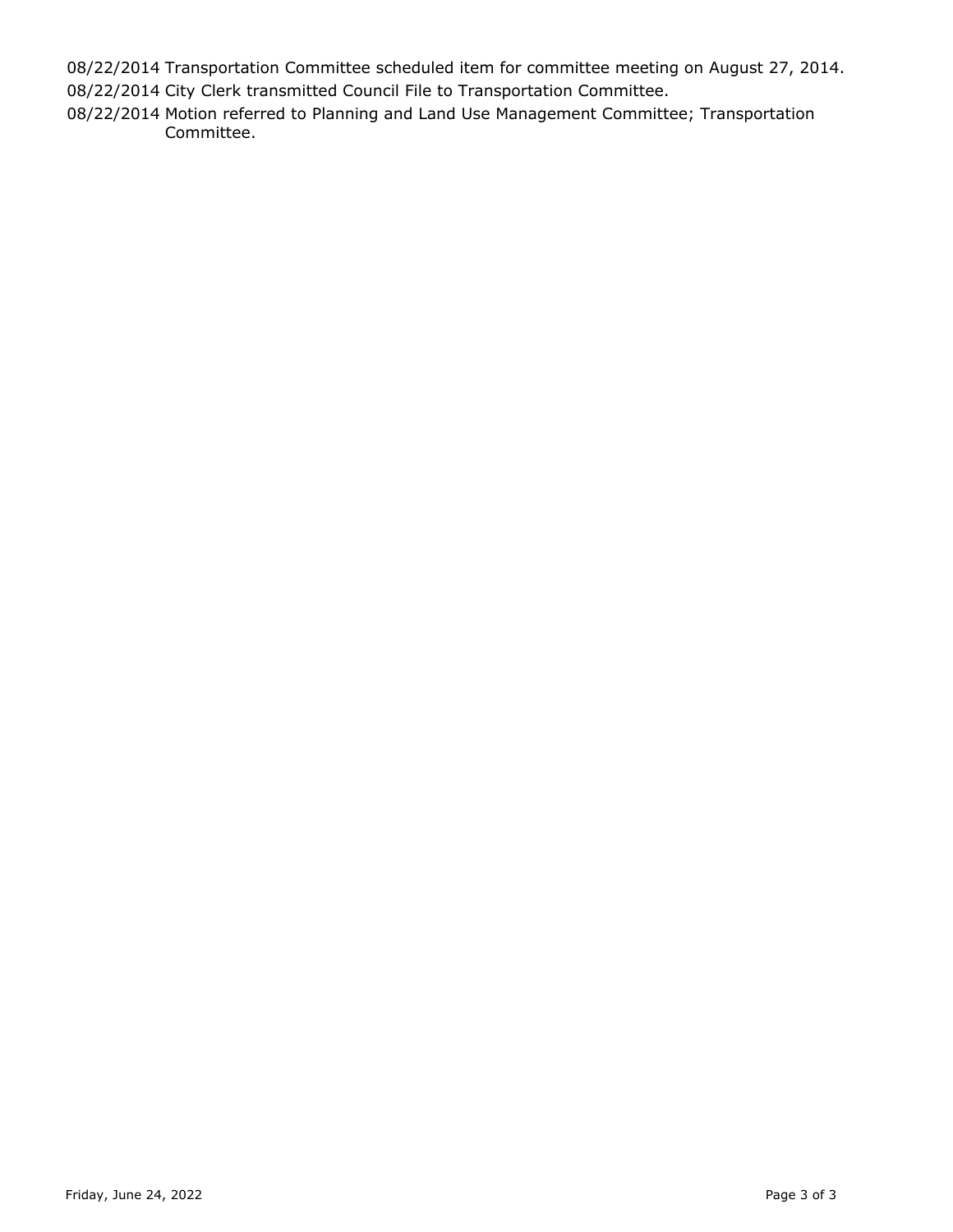08/22/2014 Transportation Committee scheduled item for committee meeting on August 27, 2014.

08/22/2014 City Clerk transmitted Council File to Transportation Committee.

08/22/2014 Motion referred to Planning and Land Use Management Committee; Transportation Committee.